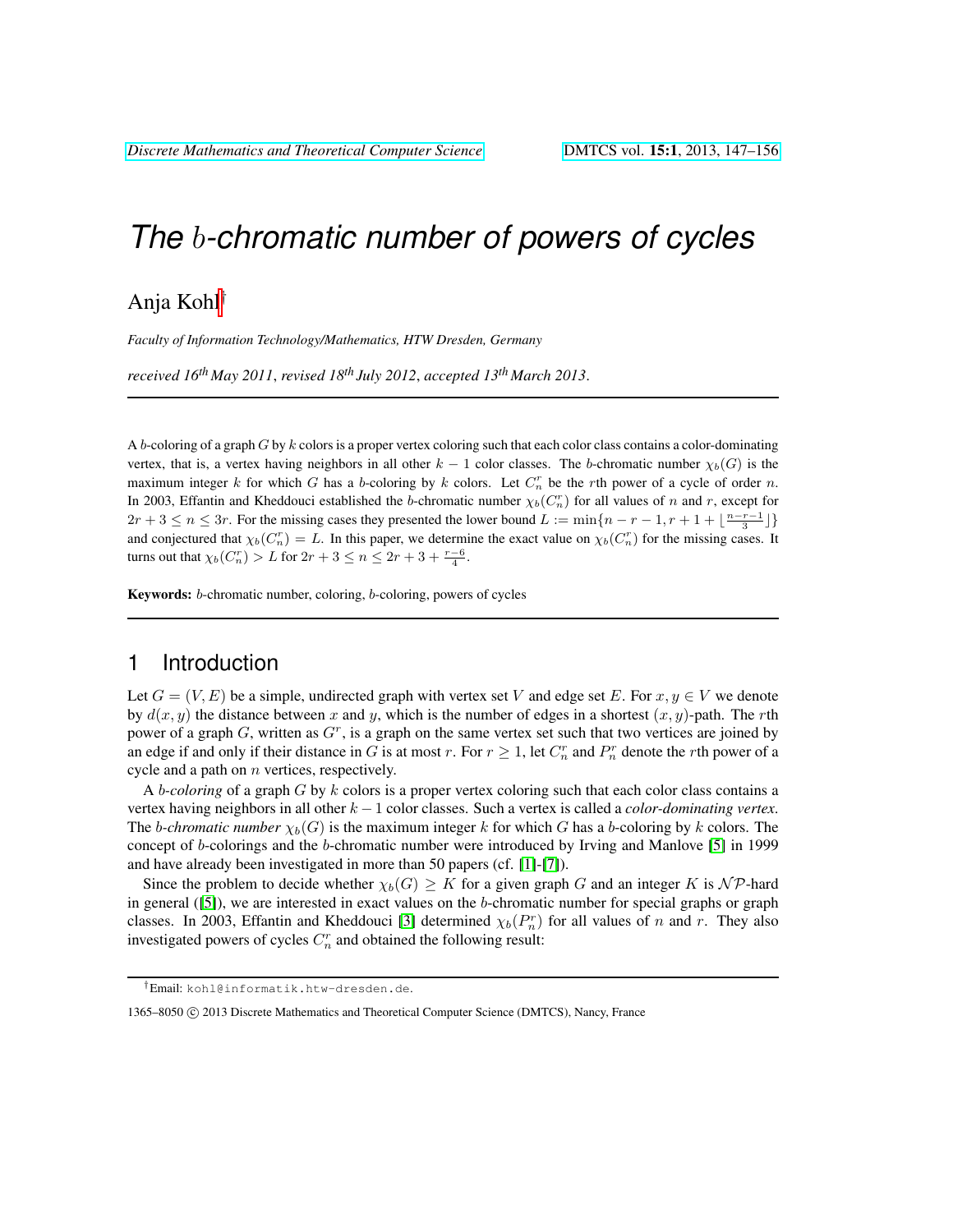# The $b$-chromatic number of powers of cycles

Anja Kohl[†]

*Faculty of Information Technology/Mathematics, HTW Dresden, Germany*

*received 16th May 2011, revised 18th July 2012, accepted 13th March 2013.*

---

A $b$-coloring of a graph $G$ by $k$ colors is a proper vertex coloring such that each color class contains a color-dominating vertex, that is, a vertex having neighbors in all other $k-1$ color classes. The $b$-chromatic number $\chi_b(G)$ is the maximum integer $k$ for which $G$ has a $b$-coloring by $k$ colors. Let $C_n^r$ be the $r$th power of a cycle of order $n$. In 2003, Effantin and Kheddouci established the $b$-chromatic number $\chi_b(C_n^r)$ for all values of $n$ and $r$, except for $2r+3 \leq n \leq 3r$. For the missing cases they presented the lower bound $L := \min\{n-r-1, r+1+\lfloor\frac{n-r-1}{3}\rfloor\}$ and conjectured that $\chi_b(C_n^r) = L$. In this paper, we determine the exact value on $\chi_b(C_n^r)$ for the missing cases. It turns out that $\chi_b(C_n^r) > L$ for $2r+3 \leq n \leq 2r+3+\frac{r-6}{4}$.

**Keywords:** $b$-chromatic number, coloring, $b$-coloring, powers of cycles

---

## 1 Introduction

Let $G=(V,E)$ be a simple, undirected graph with vertex set $V$ and edge set $E$. For $x, y \in V$ we denote by $d(x,y)$ the distance between $x$ and $y$, which is the number of edges in a shortest $(x,y)$-path. The $r$th power of a graph $G$, written as $G^r$, is a graph on the same vertex set such that two vertices are joined by an edge if and only if their distance in $G$ is at most $r$. For $r \geq 1$, let $C_n^r$ and $P_n^r$ denote the $r$th power of a cycle and a path on $n$ vertices, respectively.

A *$b$-coloring* of a graph $G$ by $k$ colors is a proper vertex coloring such that each color class contains a vertex having neighbors in all other $k-1$ color classes. Such a vertex is called a *color-dominating vertex*. The *$b$-chromatic number* $\chi_b(G)$ is the maximum integer $k$ for which $G$ has a $b$-coloring by $k$ colors. The concept of $b$-colorings and the $b$-chromatic number were introduced by Irving and Manlove [5] in 1999 and have already been investigated in more than 50 papers (cf. [1]-[7]).

Since the problem to decide whether $\chi_b(G) \geq K$ for a given graph $G$ and an integer $K$ is $\mathcal{NP}$-hard in general ([5]), we are interested in exact values on the $b$-chromatic number for special graphs or graph classes. In 2003, Effantin and Kheddouci [3] determined $\chi_b(P_n^r)$ for all values of $n$ and $r$. They also investigated powers of cycles $C_n^r$ and obtained the following result:

---

[†]Email: kohl@informatik.htw-dresden.de.

1365–8050 © 2013 Discrete Mathematics and Theoretical Computer Science (DMTCS), Nancy, France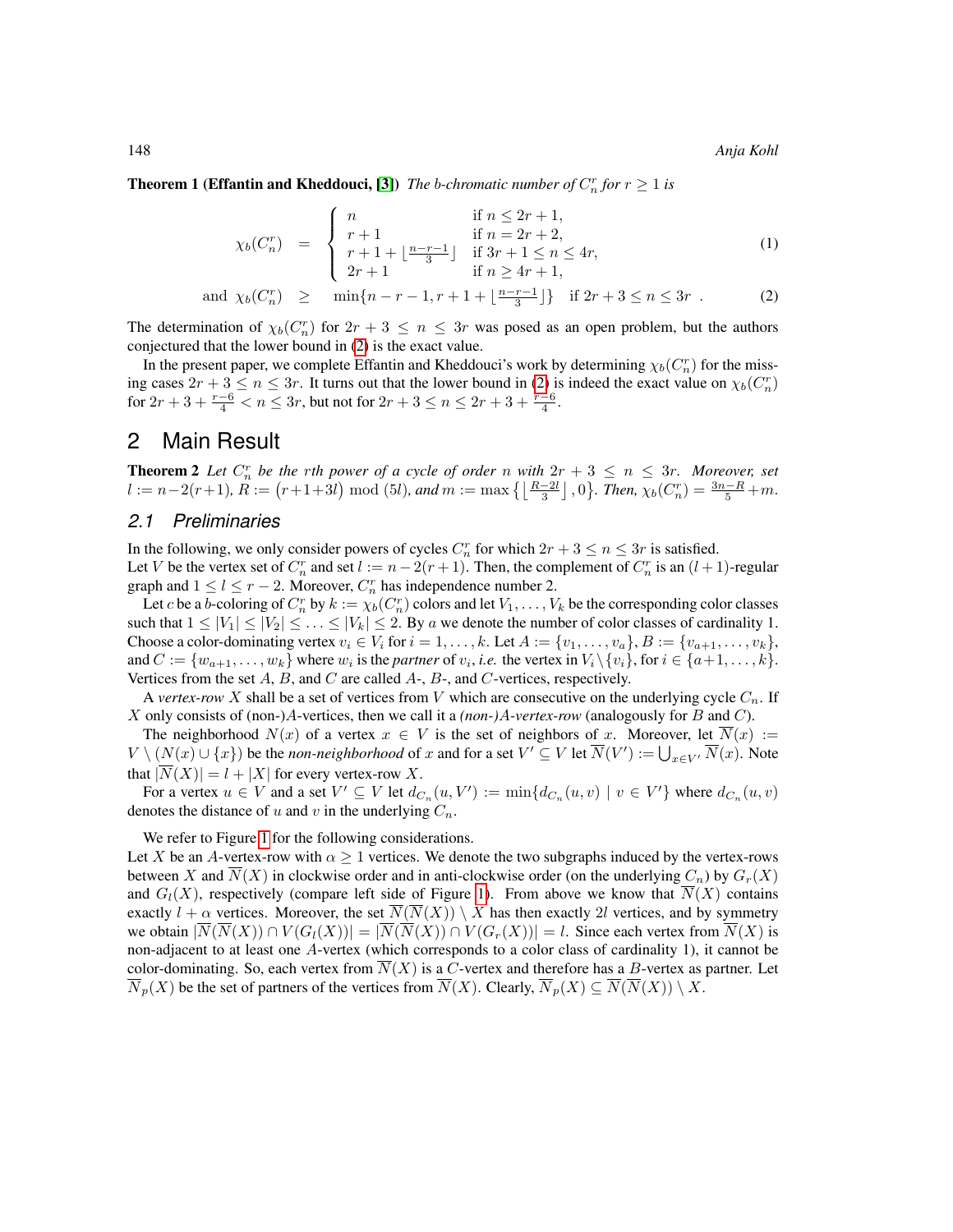**Theorem 1 (Effantin and Kheddouci, [3])** *The b-chromatic number of $C_n^r$ for $r \geq 1$ is*

$$\chi_b(C_n^r) \;=\; \begin{cases} n & \text{if } n \leq 2r+1, \\ r+1 & \text{if } n = 2r+2, \\ r+1+\lfloor \frac{n-r-1}{3} \rfloor & \text{if } 3r+1 \leq n \leq 4r, \\ 2r+1 & \text{if } n \geq 4r+1, \end{cases} \tag{1}$$

$$\text{and } \chi_b(C_n^r) \;\geq\; \min\{n-r-1, r+1+\lfloor \tfrac{n-r-1}{3} \rfloor\} \quad \text{if } 2r+3 \leq n \leq 3r\ . \tag{2}$$

The determination of $\chi_b(C_n^r)$ for $2r+3 \leq n \leq 3r$ was posed as an open problem, but the authors conjectured that the lower bound in (2) is the exact value.

In the present paper, we complete Effantin and Kheddouci's work by determining $\chi_b(C_n^r)$ for the missing cases $2r+3 \leq n \leq 3r$. It turns out that the lower bound in (2) is indeed the exact value on $\chi_b(C_n^r)$ for $2r+3+\frac{r-6}{4} < n \leq 3r$, but not for $2r+3 \leq n \leq 2r+3+\frac{r-6}{4}$.

## 2 Main Result

**Theorem 2** *Let $C_n^r$ be the $r$th power of a cycle of order $n$ with $2r+3 \leq n \leq 3r$. Moreover, set $l := n-2(r+1)$, $R := (r+1+3l) \bmod (5l)$, and $m := \max\{\lfloor \frac{R-2l}{3} \rfloor, 0\}$. Then, $\chi_b(C_n^r) = \frac{3n-R}{5} + m$.*

### 2.1 Preliminaries

In the following, we only consider powers of cycles $C_n^r$ for which $2r+3 \leq n \leq 3r$ is satisfied.
Let $V$ be the vertex set of $C_n^r$ and set $l := n-2(r+1)$. Then, the complement of $C_n^r$ is an $(l+1)$-regular graph and $1 \leq l \leq r-2$. Moreover, $C_n^r$ has independence number 2.

Let $c$ be a $b$-coloring of $C_n^r$ by $k := \chi_b(C_n^r)$ colors and let $V_1, \ldots, V_k$ be the corresponding color classes such that $1 \leq |V_1| \leq |V_2| \leq \ldots \leq |V_k| \leq 2$. By $a$ we denote the number of color classes of cardinality 1. Choose a color-dominating vertex $v_i \in V_i$ for $i = 1, \ldots, k$. Let $A := \{v_1, \ldots, v_a\}$, $B := \{v_{a+1}, \ldots, v_k\}$, and $C := \{w_{a+1}, \ldots, w_k\}$ where $w_i$ is the *partner* of $v_i$, *i.e.* the vertex in $V_i \setminus \{v_i\}$, for $i \in \{a+1, \ldots, k\}$. Vertices from the set $A$, $B$, and $C$ are called $A$-, $B$-, and $C$-vertices, respectively.

A *vertex-row* $X$ shall be a set of vertices from $V$ which are consecutive on the underlying cycle $C_n$. If $X$ only consists of (non-)$A$-vertices, then we call it a *(non-)$A$-vertex-row* (analogously for $B$ and $C$).

The neighborhood $N(x)$ of a vertex $x \in V$ is the set of neighbors of $x$. Moreover, let $\overline{N}(x) := V \setminus (N(x) \cup \{x\})$ be the *non-neighborhood* of $x$ and for a set $V' \subseteq V$ let $\overline{N}(V') := \bigcup_{x \in V'} \overline{N}(x)$. Note that $|\overline{N}(X)| = l + |X|$ for every vertex-row $X$.

For a vertex $u \in V$ and a set $V' \subseteq V$ let $d_{C_n}(u, V') := \min\{d_{C_n}(u, v) \mid v \in V'\}$ where $d_{C_n}(u, v)$ denotes the distance of $u$ and $v$ in the underlying $C_n$.

We refer to Figure 1 for the following considerations.
Let $X$ be an $A$-vertex-row with $\alpha \geq 1$ vertices. We denote the two subgraphs induced by the vertex-rows between $X$ and $\overline{N}(X)$ in clockwise order and in anti-clockwise order (on the underlying $C_n$) by $G_r(X)$ and $G_l(X)$, respectively (compare left side of Figure 1). From above we know that $\overline{N}(X)$ contains exactly $l + \alpha$ vertices. Moreover, the set $\overline{N}(\overline{N}(X)) \setminus X$ has then exactly $2l$ vertices, and by symmetry we obtain $|\overline{N}(\overline{N}(X)) \cap V(G_l(X))| = |\overline{N}(\overline{N}(X)) \cap V(G_r(X))| = l$. Since each vertex from $\overline{N}(X)$ is non-adjacent to at least one $A$-vertex (which corresponds to a color class of cardinality 1), it cannot be color-dominating. So, each vertex from $\overline{N}(X)$ is a $C$-vertex and therefore has a $B$-vertex as partner. Let $\overline{N}_p(X)$ be the set of partners of the vertices from $\overline{N}(X)$. Clearly, $\overline{N}_p(X) \subseteq \overline{N}(\overline{N}(X)) \setminus X$.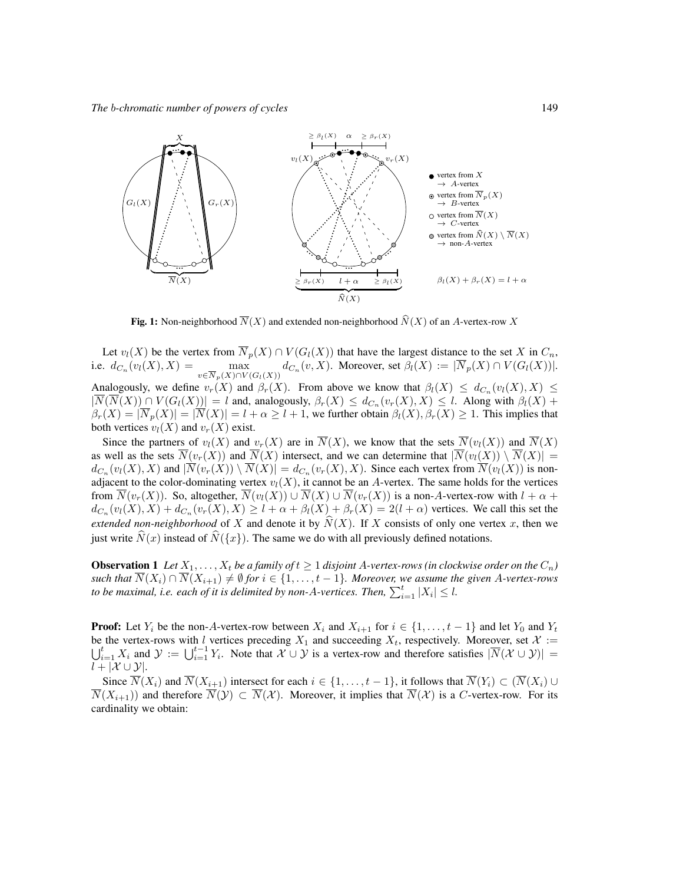**Fig. 1:** Non-neighborhood $\overline{N}(X)$ and extended non-neighborhood $\widehat{N}(X)$ of an $A$-vertex-row $X$

Let $v_l(X)$ be the vertex from $\overline{N}_p(X) \cap V(G_l(X))$ that have the largest distance to the set $X$ in $C_n$, i.e. $d_{C_n}(v_l(X), X) = \max_{v \in \overline{N}_p(X) \cap V(G_l(X))} d_{C_n}(v, X)$. Moreover, set $\beta_l(X) := |\overline{N}_p(X) \cap V(G_l(X))|$. Analogously, we define $v_r(X)$ and $\beta_r(X)$. From above we know that $\beta_l(X) \leq d_{C_n}(v_l(X), X) \leq |\overline{N}(\overline{N}(X)) \cap V(G_l(X))| = l$ and, analogously, $\beta_r(X) \leq d_{C_n}(v_r(X), X) \leq l$. Along with $\beta_l(X) + \beta_r(X) = |\overline{N}_p(X)| = |\overline{N}(X)| = l + \alpha \geq l + 1$, we further obtain $\beta_l(X), \beta_r(X) \geq 1$. This implies that both vertices $v_l(X)$ and $v_r(X)$ exist.

Since the partners of $v_l(X)$ and $v_r(X)$ are in $\overline{N}(X)$, we know that the sets $\overline{N}(v_l(X))$ and $\overline{N}(X)$ as well as the sets $\overline{N}(v_r(X))$ and $\overline{N}(X)$ intersect, and we can determine that $|\overline{N}(v_l(X)) \setminus \overline{N}(X)| = d_{C_n}(v_l(X), X)$ and $|\overline{N}(v_r(X)) \setminus \overline{N}(X)| = d_{C_n}(v_r(X), X)$. Since each vertex from $\overline{N}(v_l(X))$ is non-adjacent to the color-dominating vertex $v_l(X)$, it cannot be an $A$-vertex. The same holds for the vertices from $\overline{N}(v_r(X))$. So, altogether, $\overline{N}(v_l(X)) \cup \overline{N}(X) \cup \overline{N}(v_r(X))$ is a non-$A$-vertex-row with $l + \alpha + d_{C_n}(v_l(X), X) + d_{C_n}(v_r(X), X) \geq l + \alpha + \beta_l(X) + \beta_r(X) = 2(l + \alpha)$ vertices. We call this set the *extended non-neighborhood* of $X$ and denote it by $\widehat{N}(X)$. If $X$ consists of only one vertex $x$, then we just write $\widehat{N}(x)$ instead of $\widehat{N}(\{x\})$. The same we do with all previously defined notations.

**Observation 1** *Let $X_1, \ldots, X_t$ be a family of $t \geq 1$ disjoint $A$-vertex-rows (in clockwise order on the $C_n$) such that $\overline{N}(X_i) \cap \overline{N}(X_{i+1}) \neq \emptyset$ for $i \in \{1, \ldots, t-1\}$. Moreover, we assume the given $A$-vertex-rows to be maximal, i.e. each of it is delimited by non-$A$-vertices. Then, $\sum_{i=1}^{t} |X_i| \leq l$.*

**Proof:** Let $Y_i$ be the non-$A$-vertex-row between $X_i$ and $X_{i+1}$ for $i \in \{1, \ldots, t-1\}$ and let $Y_0$ and $Y_t$ be the vertex-rows with $l$ vertices preceding $X_1$ and succeeding $X_t$, respectively. Moreover, set $\mathcal{X} := \bigcup_{i=1}^{t} X_i$ and $\mathcal{Y} := \bigcup_{i=1}^{t-1} Y_i$. Note that $\mathcal{X} \cup \mathcal{Y}$ is a vertex-row and therefore satisfies $|\overline{N}(\mathcal{X} \cup \mathcal{Y})| = l + |\mathcal{X} \cup \mathcal{Y}|$.

Since $\overline{N}(X_i)$ and $\overline{N}(X_{i+1})$ intersect for each $i \in \{1, \ldots, t-1\}$, it follows that $\overline{N}(Y_i) \subset (\overline{N}(X_i) \cup \overline{N}(X_{i+1}))$ and therefore $\overline{N}(\mathcal{Y}) \subset \overline{N}(\mathcal{X})$. Moreover, it implies that $\overline{N}(\mathcal{X})$ is a $C$-vertex-row. For its cardinality we obtain: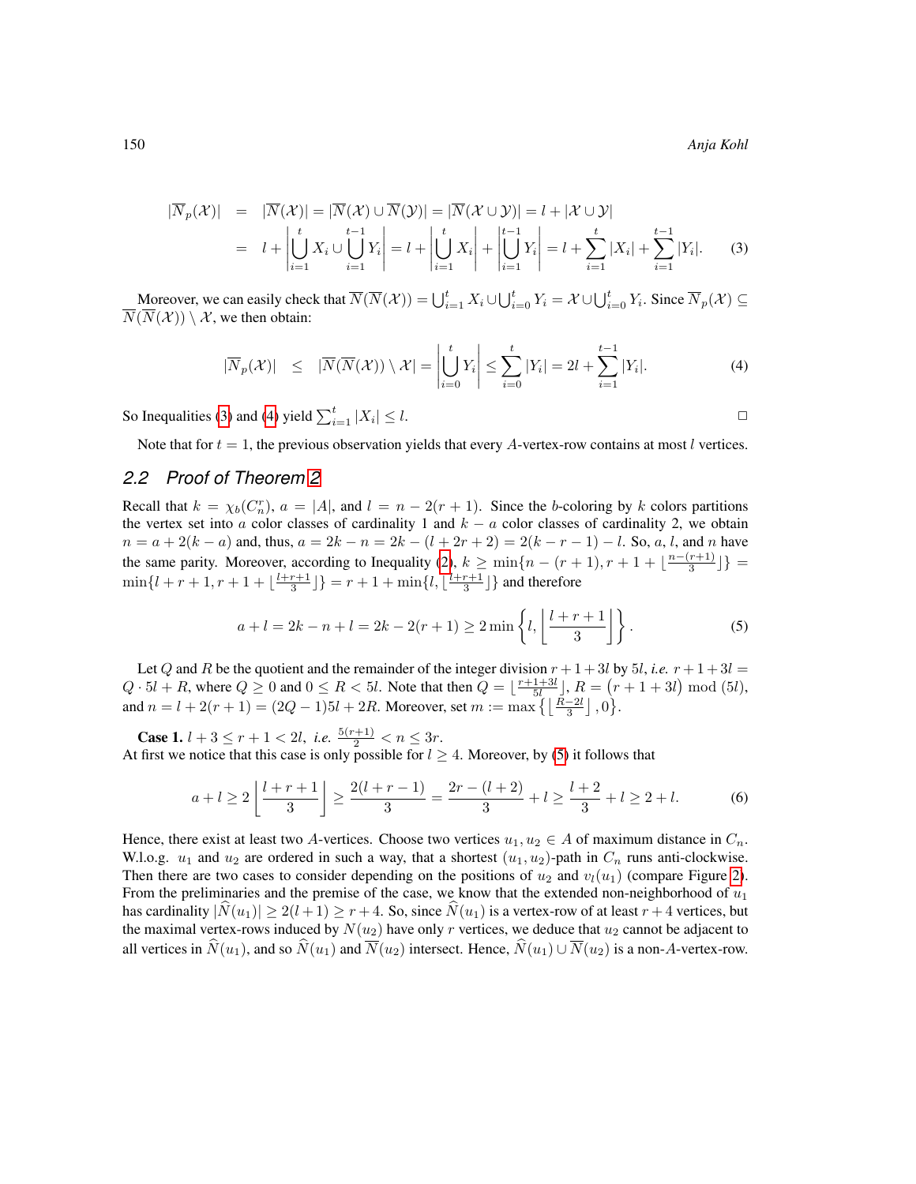$$
\begin{aligned}
|\overline{N}_p(\mathcal{X})| &= |\overline{N}(\mathcal{X})| = |\overline{N}(\mathcal{X}) \cup \overline{N}(\mathcal{Y})| = |\overline{N}(\mathcal{X} \cup \mathcal{Y})| = l + |\mathcal{X} \cup \mathcal{Y}| \\
&= l + \left| \bigcup_{i=1}^{t} X_i \cup \bigcup_{i=1}^{t-1} Y_i \right| = l + \left| \bigcup_{i=1}^{t} X_i \right| + \left| \bigcup_{i=1}^{t-1} Y_i \right| = l + \sum_{i=1}^{t} |X_i| + \sum_{i=1}^{t-1} |Y_i|. \qquad (3)
\end{aligned}
$$

Moreover, we can easily check that $\overline{N}(\overline{N}(\mathcal{X})) = \bigcup_{i=1}^{t} X_i \cup \bigcup_{i=0}^{t} Y_i = \mathcal{X} \cup \bigcup_{i=0}^{t} Y_i$. Since $\overline{N}_p(\mathcal{X}) \subseteq \overline{N}(\overline{N}(\mathcal{X})) \setminus \mathcal{X}$, we then obtain:

$$
|\overline{N}_p(\mathcal{X})| \leq |\overline{N}(\overline{N}(\mathcal{X})) \setminus \mathcal{X}| = \left| \bigcup_{i=0}^{t} Y_i \right| \leq \sum_{i=0}^{t} |Y_i| = 2l + \sum_{i=1}^{t-1} |Y_i|. \qquad (4)
$$

So Inequalities (3) and (4) yield $\sum_{i=1}^{t} |X_i| \leq l$. □

Note that for $t = 1$, the previous observation yields that every $A$-vertex-row contains at most $l$ vertices.

## 2.2 Proof of Theorem 2

Recall that $k = \chi_b(C_n^r)$, $a = |A|$, and $l = n - 2(r+1)$. Since the $b$-coloring by $k$ colors partitions the vertex set into $a$ color classes of cardinality 1 and $k - a$ color classes of cardinality 2, we obtain $n = a + 2(k-a)$ and, thus, $a = 2k - n = 2k - (l + 2r + 2) = 2(k - r - 1) - l$. So, $a$, $l$, and $n$ have the same parity. Moreover, according to Inequality (2), $k \geq \min\{n - (r+1), r + 1 + \lfloor \frac{n-(r+1)}{3} \rfloor\} = \min\{l + r + 1, r + 1 + \lfloor \frac{l+r+1}{3} \rfloor\} = r + 1 + \min\{l, \lfloor \frac{l+r+1}{3} \rfloor\}$ and therefore

$$
a + l = 2k - n + l = 2k - 2(r+1) \geq 2 \min\left\{ l, \left\lfloor \frac{l+r+1}{3} \right\rfloor \right\}. \qquad (5)
$$

Let $Q$ and $R$ be the quotient and the remainder of the integer division $r + 1 + 3l$ by $5l$, *i.e.* $r + 1 + 3l = Q \cdot 5l + R$, where $Q \geq 0$ and $0 \leq R < 5l$. Note that then $Q = \lfloor \frac{r+1+3l}{5l} \rfloor$, $R = (r + 1 + 3l) \bmod (5l)$, and $n = l + 2(r+1) = (2Q-1)5l + 2R$. Moreover, set $m := \max\left\{ \lfloor \frac{R-2l}{3} \rfloor, 0 \right\}$.

**Case 1.** $l + 3 \leq r + 1 < 2l$, *i.e.* $\frac{5(r+1)}{2} < n \leq 3r$.
At first we notice that this case is only possible for $l \geq 4$. Moreover, by (5) it follows that

$$
a + l \geq 2 \left\lfloor \frac{l+r+1}{3} \right\rfloor \geq \frac{2(l+r-1)}{3} = \frac{2r - (l+2)}{3} + l \geq \frac{l+2}{3} + l \geq 2 + l. \qquad (6)
$$

Hence, there exist at least two $A$-vertices. Choose two vertices $u_1, u_2 \in A$ of maximum distance in $C_n$. W.l.o.g. $u_1$ and $u_2$ are ordered in such a way, that a shortest $(u_1, u_2)$-path in $C_n$ runs anti-clockwise. Then there are two cases to consider depending on the positions of $u_2$ and $v_l(u_1)$ (compare Figure 2). From the preliminaries and the premise of the case, we know that the extended non-neighborhood of $u_1$ has cardinality $|\widehat{N}(u_1)| \geq 2(l+1) \geq r + 4$. So, since $\widehat{N}(u_1)$ is a vertex-row of at least $r + 4$ vertices, but the maximal vertex-rows induced by $N(u_2)$ have only $r$ vertices, we deduce that $u_2$ cannot be adjacent to all vertices in $\widehat{N}(u_1)$, and so $\widehat{N}(u_1)$ and $\overline{N}(u_2)$ intersect. Hence, $\widehat{N}(u_1) \cup \overline{N}(u_2)$ is a non-$A$-vertex-row.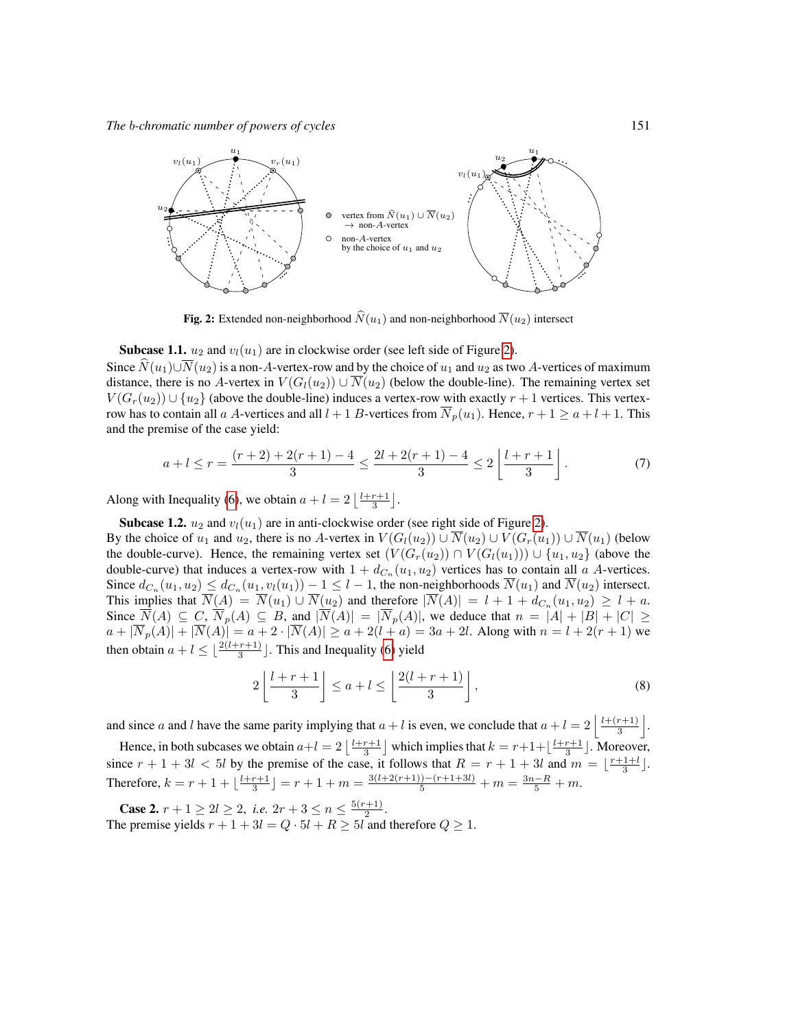Fig. 2: Extended non-neighborhood $\widehat{N}(u_1)$ and non-neighborhood $\overline{N}(u_2)$ intersect

**Subcase 1.1.** $u_2$ and $v_l(u_1)$ are in clockwise order (see left side of Figure 2).
Since $\widehat{N}(u_1) \cup \overline{N}(u_2)$ is a non-$A$-vertex-row and by the choice of $u_1$ and $u_2$ as two $A$-vertices of maximum distance, there is no $A$-vertex in $V(G_l(u_2)) \cup \overline{N}(u_2)$ (below the double-line). The remaining vertex set $V(G_r(u_2)) \cup \{u_2\}$ (above the double-line) induces a vertex-row with exactly $r+1$ vertices. This vertex-row has to contain all $a$ $A$-vertices and all $l+1$ $B$-vertices from $\overline{N}_p(u_1)$. Hence, $r+1 \geq a+l+1$. This and the premise of the case yield:

$$a+l \leq r = \frac{(r+2)+2(r+1)-4}{3} \leq \frac{2l+2(r+1)-4}{3} \leq 2\left\lfloor \frac{l+r+1}{3} \right\rfloor. \tag{7}$$

Along with Inequality (6), we obtain $a+l = 2\left\lfloor \frac{l+r+1}{3} \right\rfloor$.

**Subcase 1.2.** $u_2$ and $v_l(u_1)$ are in anti-clockwise order (see right side of Figure 2).
By the choice of $u_1$ and $u_2$, there is no $A$-vertex in $V(G_l(u_2)) \cup \overline{N}(u_2) \cup V(G_r(u_1)) \cup \overline{N}(u_1)$ (below the double-curve). Hence, the remaining vertex set $(V(G_r(u_2)) \cap V(G_l(u_1))) \cup \{u_1, u_2\}$ (above the double-curve) that induces a vertex-row with $1 + d_{C_n}(u_1, u_2)$ vertices has to contain all $a$ $A$-vertices. Since $d_{C_n}(u_1, u_2) \leq d_{C_n}(u_1, v_l(u_1)) - 1 \leq l-1$, the non-neighborhoods $\overline{N}(u_1)$ and $\overline{N}(u_2)$ intersect. This implies that $\overline{N}(A) = \overline{N}(u_1) \cup \overline{N}(u_2)$ and therefore $|\overline{N}(A)| = l+1+d_{C_n}(u_1,u_2) \geq l+a$. Since $\overline{N}(A) \subseteq C$, $\overline{N}_p(A) \subseteq B$, and $|\overline{N}(A)| = |\overline{N}_p(A)|$, we deduce that $n = |A|+|B|+|C| \geq a + |\overline{N}_p(A)| + |\overline{N}(A)| = a + 2\cdot|\overline{N}(A)| \geq a + 2(l+a) = 3a+2l$. Along with $n = l+2(r+1)$ we then obtain $a+l \leq \lfloor \frac{2(l+r+1)}{3} \rfloor$. This and Inequality (6) yield

$$2\left\lfloor \frac{l+r+1}{3} \right\rfloor \leq a+l \leq \left\lfloor \frac{2(l+r+1)}{3} \right\rfloor, \tag{8}$$

and since $a$ and $l$ have the same parity implying that $a+l$ is even, we conclude that $a+l = 2\left\lfloor \frac{l+(r+1)}{3} \right\rfloor$.

Hence, in both subcases we obtain $a+l = 2\left\lfloor \frac{l+r+1}{3} \right\rfloor$ which implies that $k = r+1+\lfloor \frac{l+r+1}{3} \rfloor$. Moreover, since $r+1+3l < 5l$ by the premise of the case, it follows that $R = r+1+3l$ and $m = \lfloor \frac{r+1+l}{3} \rfloor$. Therefore, $k = r+1+\lfloor \frac{l+r+1}{3} \rfloor = r+1+m = \frac{3(l+2(r+1))-(r+1+3l)}{5} + m = \frac{3n-R}{5} + m$.

**Case 2.** $r+1 \geq 2l \geq 2$, *i.e.* $2r+3 \leq n \leq \frac{5(r+1)}{2}$.
The premise yields $r+1+3l = Q\cdot 5l + R \geq 5l$ and therefore $Q \geq 1$.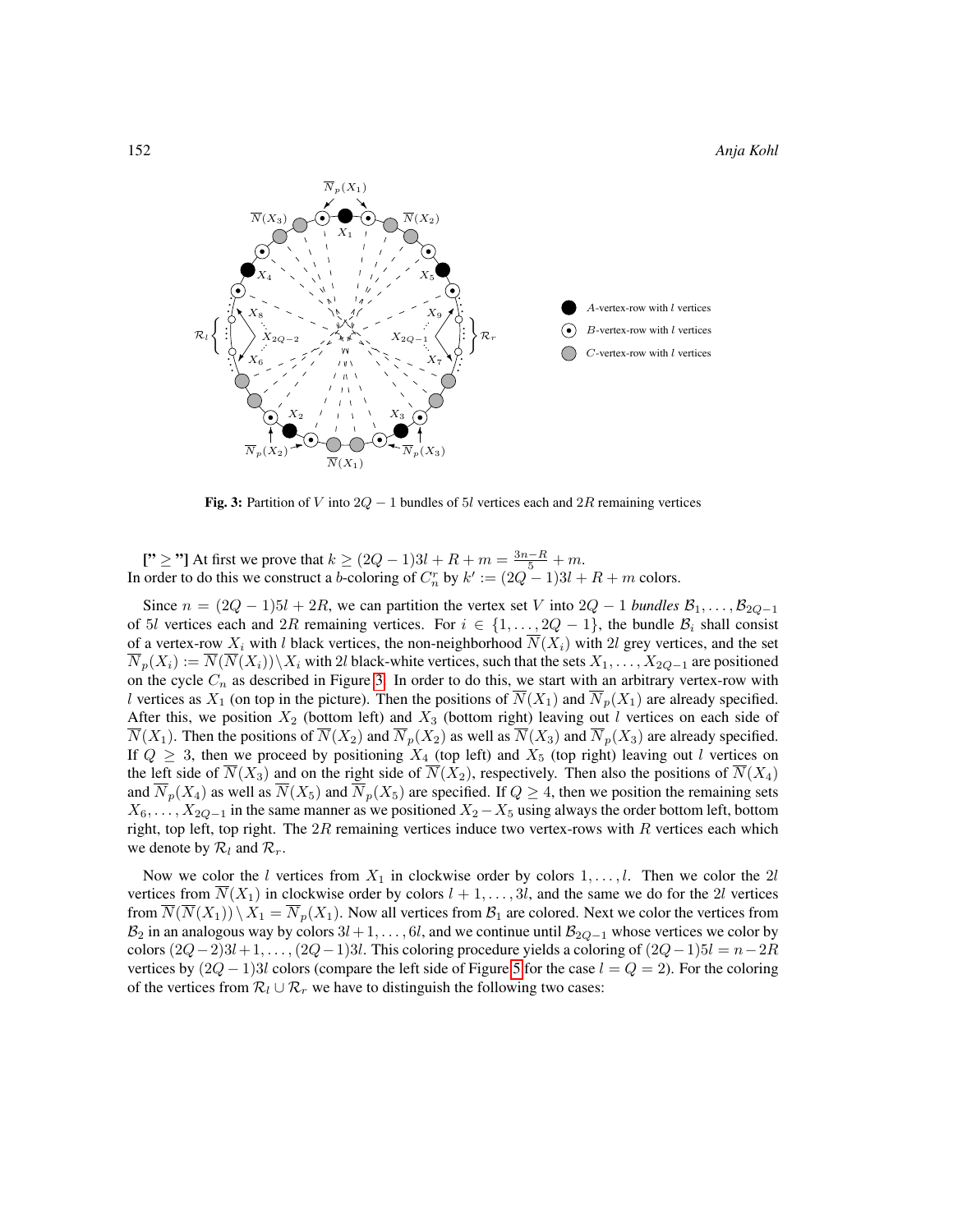**Fig. 3:** Partition of $V$ into $2Q-1$ bundles of $5l$ vertices each and $2R$ remaining vertices

**["$\geq$"]** At first we prove that $k \geq (2Q-1)3l + R + m = \frac{3n-R}{5} + m$.
In order to do this we construct a $b$-coloring of $C_n^r$ by $k' := (2Q-1)3l + R + m$ colors.

Since $n = (2Q-1)5l + 2R$, we can partition the vertex set $V$ into $2Q-1$ *bundles* $\mathcal{B}_1, \ldots, \mathcal{B}_{2Q-1}$ of $5l$ vertices each and $2R$ remaining vertices. For $i \in \{1, \ldots, 2Q-1\}$, the bundle $\mathcal{B}_i$ shall consist of a vertex-row $X_i$ with $l$ black vertices, the non-neighborhood $\overline{N}(X_i)$ with $2l$ grey vertices, and the set $\overline{N}_p(X_i) := \overline{N}(\overline{N}(X_i)) \setminus X_i$ with $2l$ black-white vertices, such that the sets $X_1, \ldots, X_{2Q-1}$ are positioned on the cycle $C_n$ as described in Figure 3. In order to do this, we start with an arbitrary vertex-row with $l$ vertices as $X_1$ (on top in the picture). Then the positions of $\overline{N}(X_1)$ and $\overline{N}_p(X_1)$ are already specified. After this, we position $X_2$ (bottom left) and $X_3$ (bottom right) leaving out $l$ vertices on each side of $\overline{N}(X_1)$. Then the positions of $\overline{N}(X_2)$ and $\overline{N}_p(X_2)$ as well as $\overline{N}(X_3)$ and $\overline{N}_p(X_3)$ are already specified. If $Q \geq 3$, then we proceed by positioning $X_4$ (top left) and $X_5$ (top right) leaving out $l$ vertices on the left side of $\overline{N}(X_3)$ and on the right side of $\overline{N}(X_2)$, respectively. Then also the positions of $\overline{N}(X_4)$ and $\overline{N}_p(X_4)$ as well as $\overline{N}(X_5)$ and $\overline{N}_p(X_5)$ are specified. If $Q \geq 4$, then we position the remaining sets $X_6, \ldots, X_{2Q-1}$ in the same manner as we positioned $X_2 - X_5$ using always the order bottom left, bottom right, top left, top right. The $2R$ remaining vertices induce two vertex-rows with $R$ vertices each which we denote by $\mathcal{R}_l$ and $\mathcal{R}_r$.

Now we color the $l$ vertices from $X_1$ in clockwise order by colors $1, \ldots, l$. Then we color the $2l$ vertices from $\overline{N}(X_1)$ in clockwise order by colors $l+1, \ldots, 3l$, and the same we do for the $2l$ vertices from $\overline{N}(\overline{N}(X_1)) \setminus X_1 = \overline{N}_p(X_1)$. Now all vertices from $\mathcal{B}_1$ are colored. Next we color the vertices from $\mathcal{B}_2$ in an analogous way by colors $3l+1, \ldots, 6l$, and we continue until $\mathcal{B}_{2Q-1}$ whose vertices we color by colors $(2Q-2)3l+1, \ldots, (2Q-1)3l$. This coloring procedure yields a coloring of $(2Q-1)5l = n - 2R$ vertices by $(2Q-1)3l$ colors (compare the left side of Figure 5 for the case $l = Q = 2$). For the coloring of the vertices from $\mathcal{R}_l \cup \mathcal{R}_r$ we have to distinguish the following two cases: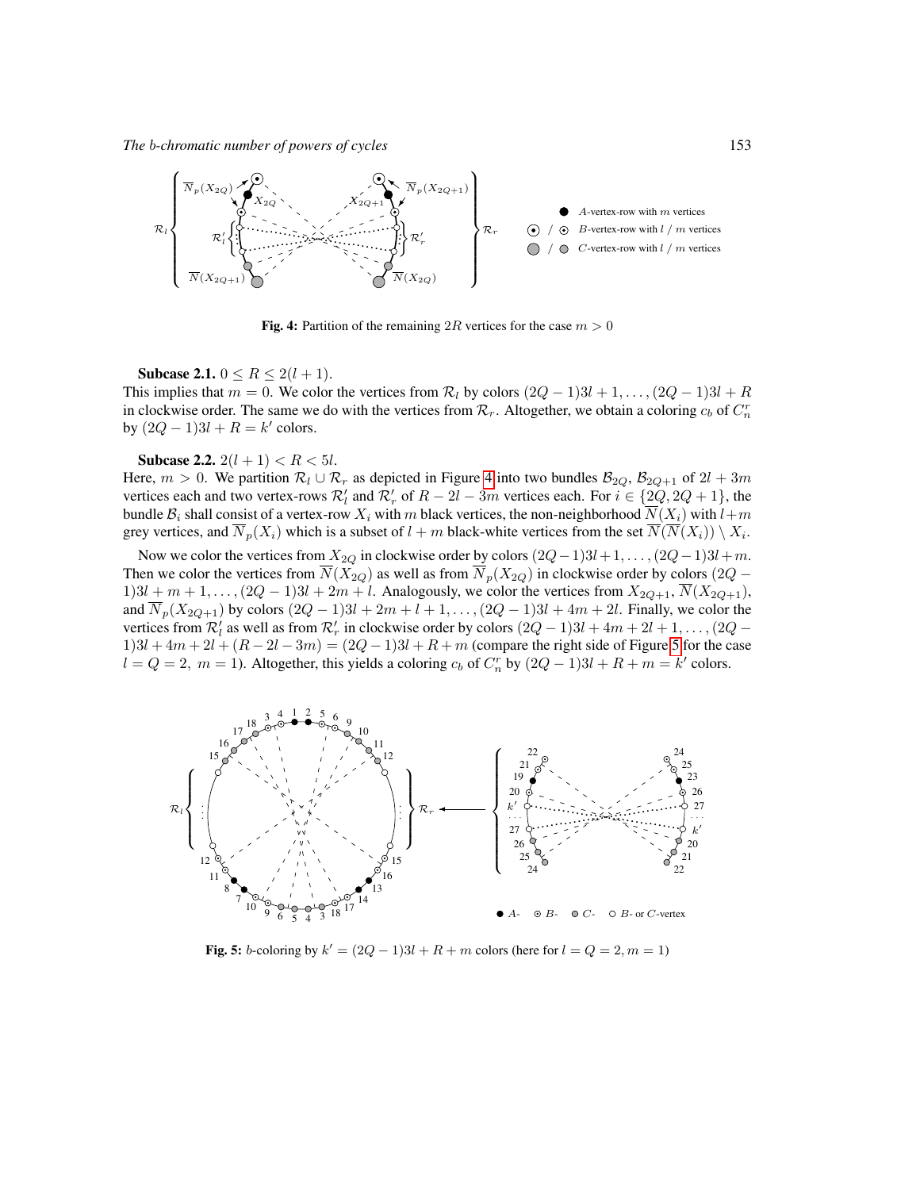Fig. 4: Partition of the remaining $2R$ vertices for the case $m > 0$

**Subcase 2.1.** $0 \leq R \leq 2(l+1)$.
This implies that $m = 0$. We color the vertices from $\mathcal{R}_l$ by colors $(2Q-1)3l+1, \ldots, (2Q-1)3l+R$ in clockwise order. The same we do with the vertices from $\mathcal{R}_r$. Altogether, we obtain a coloring $c_b$ of $C_n^r$ by $(2Q-1)3l+R = k'$ colors.

**Subcase 2.2.** $2(l+1) < R < 5l$.
Here, $m > 0$. We partition $\mathcal{R}_l \cup \mathcal{R}_r$ as depicted in Figure 4 into two bundles $\mathcal{B}_{2Q}$, $\mathcal{B}_{2Q+1}$ of $2l+3m$ vertices each and two vertex-rows $\mathcal{R}_l'$ and $\mathcal{R}_r'$ of $R-2l-3m$ vertices each. For $i \in \{2Q, 2Q+1\}$, the bundle $\mathcal{B}_i$ shall consist of a vertex-row $X_i$ with $m$ black vertices, the non-neighborhood $\overline{N}(X_i)$ with $l+m$ grey vertices, and $\overline{N}_p(X_i)$ which is a subset of $l+m$ black-white vertices from the set $\overline{N}(\overline{N}(X_i)) \setminus X_i$.

Now we color the vertices from $X_{2Q}$ in clockwise order by colors $(2Q-1)3l+1, \ldots, (2Q-1)3l+m$. Then we color the vertices from $\overline{N}(X_{2Q})$ as well as from $\overline{N}_p(X_{2Q})$ in clockwise order by colors $(2Q-1)3l+m+1, \ldots, (2Q-1)3l+2m+l$. Analogously, we color the vertices from $X_{2Q+1}$, $\overline{N}(X_{2Q+1})$, and $\overline{N}_p(X_{2Q+1})$ by colors $(2Q-1)3l+2m+l+1, \ldots, (2Q-1)3l+4m+2l$. Finally, we color the vertices from $\mathcal{R}_l'$ as well as from $\mathcal{R}_r'$ in clockwise order by colors $(2Q-1)3l+4m+2l+1, \ldots, (2Q-1)3l+4m+2l+(R-2l-3m) = (2Q-1)3l+R+m$ (compare the right side of Figure 5 for the case $l = Q = 2,\ m = 1$). Altogether, this yields a coloring $c_b$ of $C_n^r$ by $(2Q-1)3l+R+m = k'$ colors.

Fig. 5: $b$-coloring by $k' = (2Q-1)3l+R+m$ colors (here for $l = Q = 2, m = 1$)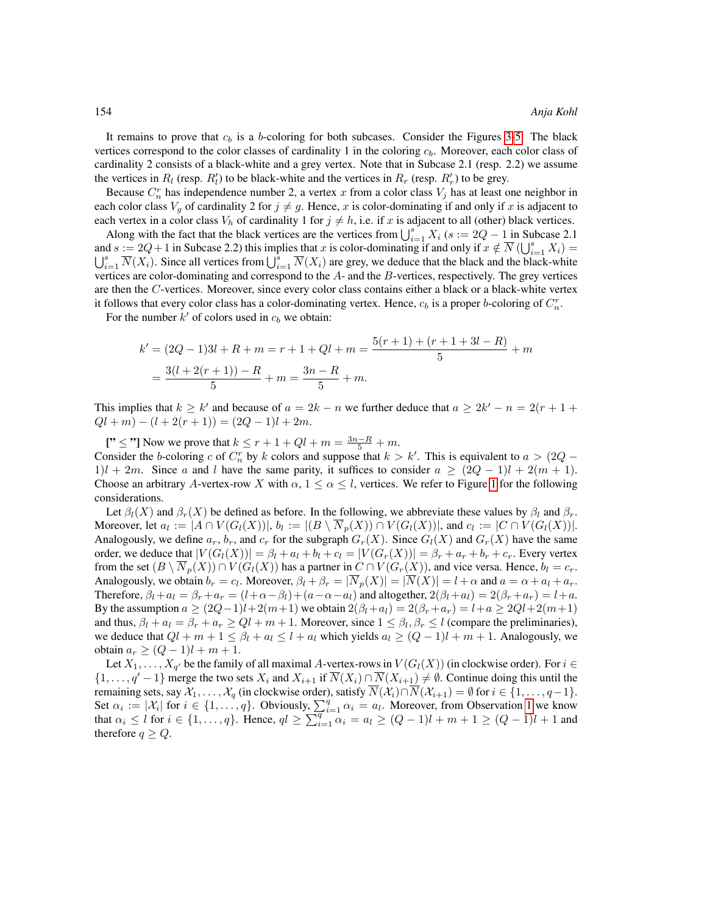It remains to prove that $c_b$ is a $b$-coloring for both subcases. Consider the Figures 3-5. The black vertices correspond to the color classes of cardinality 1 in the coloring $c_b$. Moreover, each color class of cardinality 2 consists of a black-white and a grey vertex. Note that in Subcase 2.1 (resp. 2.2) we assume the vertices in $R_l$ (resp. $R'_l$) to be black-white and the vertices in $R_r$ (resp. $R'_r$) to be grey.

Because $C_n^r$ has independence number 2, a vertex $x$ from a color class $V_j$ has at least one neighbor in each color class $V_g$ of cardinality 2 for $j \neq g$. Hence, $x$ is color-dominating if and only if $x$ is adjacent to each vertex in a color class $V_h$ of cardinality 1 for $j \neq h$, i.e. if $x$ is adjacent to all (other) black vertices.

Along with the fact that the black vertices are the vertices from $\bigcup_{i=1}^{s} X_i$ ($s := 2Q-1$ in Subcase 2.1 and $s := 2Q+1$ in Subcase 2.2) this implies that $x$ is color-dominating if and only if $x \notin \overline{N}\left(\bigcup_{i=1}^{s} X_i\right) = \bigcup_{i=1}^{s} \overline{N}(X_i)$. Since all vertices from $\bigcup_{i=1}^{s} \overline{N}(X_i)$ are grey, we deduce that the black and the black-white vertices are color-dominating and correspond to the $A$- and the $B$-vertices, respectively. The grey vertices are then the $C$-vertices. Moreover, since every color class contains either a black or a black-white vertex it follows that every color class has a color-dominating vertex. Hence, $c_b$ is a proper $b$-coloring of $C_n^r$.

For the number $k'$ of colors used in $c_b$ we obtain:

$$
\begin{aligned}
k' &= (2Q-1)3l + R + m = r + 1 + Ql + m = \frac{5(r+1) + (r+1+3l-R)}{5} + m \\
&= \frac{3(l + 2(r+1)) - R}{5} + m = \frac{3n - R}{5} + m.
\end{aligned}
$$

This implies that $k \geq k'$ and because of $a = 2k - n$ we further deduce that $a \geq 2k' - n = 2(r + 1 + Ql + m) - (l + 2(r+1)) = (2Q-1)l + 2m$.

**["$\leq$"]** Now we prove that $k \leq r + 1 + Ql + m = \frac{3n-R}{5} + m$.
Consider the $b$-coloring $c$ of $C_n^r$ by $k$ colors and suppose that $k > k'$. This is equivalent to $a > (2Q-1)l + 2m$. Since $a$ and $l$ have the same parity, it suffices to consider $a \geq (2Q-1)l + 2(m+1)$. Choose an arbitrary $A$-vertex-row $X$ with $\alpha$, $1 \leq \alpha \leq l$, vertices. We refer to Figure 1 for the following considerations.

Let $\beta_l(X)$ and $\beta_r(X)$ be defined as before. In the following, we abbreviate these values by $\beta_l$ and $\beta_r$. Moreover, let $a_l := |A \cap V(G_l(X))|$, $b_l := |(B \setminus \overline{N}_p(X)) \cap V(G_l(X))|$, and $c_l := |C \cap V(G_l(X))|$. Analogously, we define $a_r$, $b_r$, and $c_r$ for the subgraph $G_r(X)$. Since $G_l(X)$ and $G_r(X)$ have the same order, we deduce that $|V(G_l(X))| = \beta_l + a_l + b_l + c_l = |V(G_r(X))| = \beta_r + a_r + b_r + c_r$. Every vertex from the set $(B \setminus \overline{N}_p(X)) \cap V(G_l(X))$ has a partner in $C \cap V(G_r(X))$, and vice versa. Hence, $b_l = c_r$. Analogously, we obtain $b_r = c_l$. Moreover, $\beta_l + \beta_r = |\overline{N}_p(X)| = |\overline{N}(X)| = l + \alpha$ and $a = \alpha + a_l + a_r$. Therefore, $\beta_l + a_l = \beta_r + a_r = (l + \alpha - \beta_l) + (a - \alpha - a_l)$ and altogether, $2(\beta_l + a_l) = 2(\beta_r + a_r) = l + a$. By the assumption $a \geq (2Q-1)l + 2(m+1)$ we obtain $2(\beta_l + a_l) = 2(\beta_r + a_r) = l + a \geq 2Ql + 2(m+1)$ and thus, $\beta_l + a_l = \beta_r + a_r \geq Ql + m + 1$. Moreover, since $1 \leq \beta_l, \beta_r \leq l$ (compare the preliminaries), we deduce that $Ql + m + 1 \leq \beta_l + a_l \leq l + a_l$ which yields $a_l \geq (Q-1)l + m + 1$. Analogously, we obtain $a_r \geq (Q-1)l + m + 1$.

Let $X_1, \ldots, X_{q'}$ be the family of all maximal $A$-vertex-rows in $V(G_l(X))$ (in clockwise order). For $i \in \{1, \ldots, q'-1\}$ merge the two sets $X_i$ and $X_{i+1}$ if $\overline{N}(X_i) \cap \overline{N}(X_{i+1}) \neq \emptyset$. Continue doing this until the remaining sets, say $\mathcal{X}_1, \ldots, \mathcal{X}_q$ (in clockwise order), satisfy $\overline{N}(\mathcal{X}_i) \cap \overline{N}(\mathcal{X}_{i+1}) = \emptyset$ for $i \in \{1, \ldots, q-1\}$. Set $\alpha_i := |\mathcal{X}_i|$ for $i \in \{1, \ldots, q\}$. Obviously, $\sum_{i=1}^{q} \alpha_i = a_l$. Moreover, from Observation 1 we know that $\alpha_i \leq l$ for $i \in \{1, \ldots, q\}$. Hence, $ql \geq \sum_{i=1}^{q} \alpha_i = a_l \geq (Q-1)l + m + 1 \geq (Q-1)l + 1$ and therefore $q \geq Q$.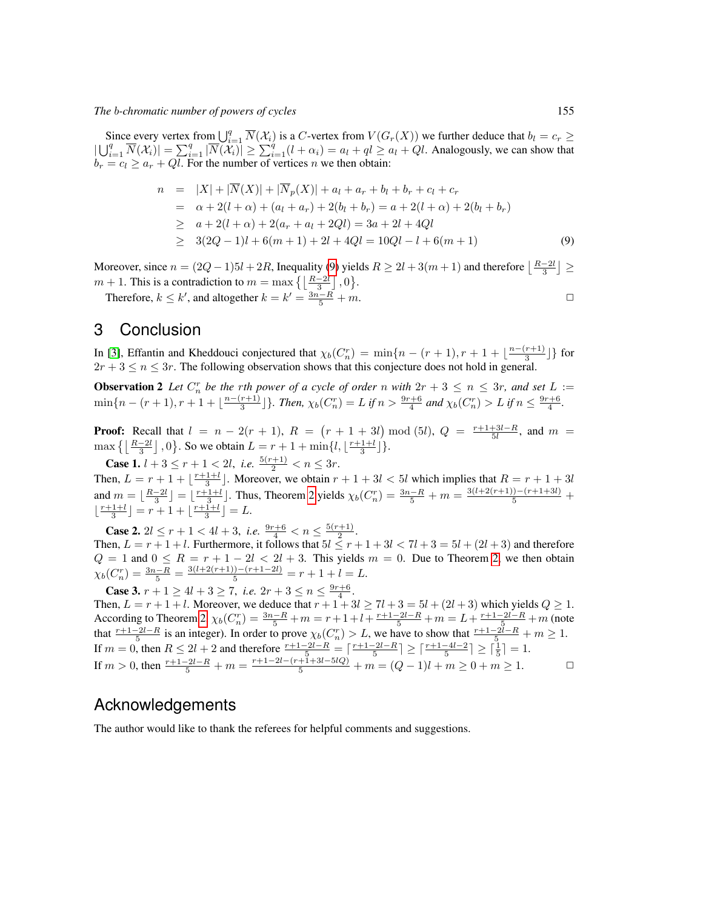Since every vertex from $\bigcup_{i=1}^{q} \overline{N}(\mathcal{X}_i)$ is a $C$-vertex from $V(G_r(X))$ we further deduce that $b_l = c_r \geq |\bigcup_{i=1}^{q} \overline{N}(\mathcal{X}_i)| = \sum_{i=1}^{q} |\overline{N}(\mathcal{X}_i)| \geq \sum_{i=1}^{q}(l + \alpha_i) = a_l + ql \geq a_l + Ql$. Analogously, we can show that $b_r = c_l \geq a_r + Ql$. For the number of vertices $n$ we then obtain:

$$
\begin{aligned}
n &= |X| + |\overline{N}(X)| + |\overline{N}_p(X)| + a_l + a_r + b_l + b_r + c_l + c_r \\
&= \alpha + 2(l + \alpha) + (a_l + a_r) + 2(b_l + b_r) = a + 2(l + \alpha) + 2(b_l + b_r) \\
&\geq a + 2(l + \alpha) + 2(a_r + a_l + 2Ql) = 3a + 2l + 4Ql \\
&\geq 3(2Q - 1)l + 6(m + 1) + 2l + 4Ql = 10Ql - l + 6(m + 1) \qquad (9)
\end{aligned}
$$

Moreover, since $n = (2Q-1)5l + 2R$, Inequality (9) yields $R \geq 2l + 3(m+1)$ and therefore $\lfloor \frac{R-2l}{3} \rfloor \geq m + 1$. This is a contradiction to $m = \max\{\lfloor \frac{R-2l}{3} \rfloor, 0\}$.

Therefore, $k \leq k'$, and altogether $k = k' = \frac{3n-R}{5} + m$. □

## 3 Conclusion

In [3], Effantin and Kheddouci conjectured that $\chi_b(C_n^r) = \min\{n - (r+1), r + 1 + \lfloor \frac{n-(r+1)}{3} \rfloor\}$ for $2r + 3 \leq n \leq 3r$. The following observation shows that this conjecture does not hold in general.

**Observation 2** *Let $C_n^r$ be the rth power of a cycle of order $n$ with $2r + 3 \leq n \leq 3r$, and set $L := \min\{n - (r+1), r + 1 + \lfloor \frac{n-(r+1)}{3} \rfloor\}$. Then, $\chi_b(C_n^r) = L$ if $n > \frac{9r+6}{4}$ and $\chi_b(C_n^r) > L$ if $n \leq \frac{9r+6}{4}$.*

**Proof:** Recall that $l = n - 2(r+1)$, $R = (r + 1 + 3l) \bmod (5l)$, $Q = \frac{r+1+3l-R}{5l}$, and $m = \max\{\lfloor \frac{R-2l}{3} \rfloor, 0\}$. So we obtain $L = r + 1 + \min\{l, \lfloor \frac{r+1+l}{3} \rfloor\}$.

**Case 1.** $l + 3 \leq r + 1 < 2l$, *i.e.* $\frac{5(r+1)}{2} < n \leq 3r$.
Then, $L = r + 1 + \lfloor \frac{r+1+l}{3} \rfloor$. Moreover, we obtain $r + 1 + 3l < 5l$ which implies that $R = r + 1 + 3l$ and $m = \lfloor \frac{R-2l}{3} \rfloor = \lfloor \frac{r+1+l}{3} \rfloor$. Thus, Theorem 2 yields $\chi_b(C_n^r) = \frac{3n-R}{5} + m = \frac{3(l+2(r+1))-(r+1+3l)}{5} + \lfloor \frac{r+1+l}{3} \rfloor = r + 1 + \lfloor \frac{r+1+l}{3} \rfloor = L$.

**Case 2.** $2l \leq r + 1 < 4l + 3$, *i.e.* $\frac{9r+6}{4} < n \leq \frac{5(r+1)}{2}$.
Then, $L = r + 1 + l$. Furthermore, it follows that $5l \leq r + 1 + 3l < 7l + 3 = 5l + (2l + 3)$ and therefore $Q = 1$ and $0 \leq R = r + 1 - 2l < 2l + 3$. This yields $m = 0$. Due to Theorem 2, we then obtain $\chi_b(C_n^r) = \frac{3n-R}{5} = \frac{3(l+2(r+1))-(r+1-2l)}{5} = r + 1 + l = L$.

**Case 3.** $r + 1 \geq 4l + 3 \geq 7$, *i.e.* $2r + 3 \leq n \leq \frac{9r+6}{4}$.
Then, $L = r + 1 + l$. Moreover, we deduce that $r + 1 + 3l \geq 7l + 3 = 5l + (2l + 3)$ which yields $Q \geq 1$. According to Theorem 2, $\chi_b(C_n^r) = \frac{3n-R}{5} + m = r + 1 + l + \frac{r+1-2l-R}{5} + m = L + \frac{r+1-2l-R}{5} + m$ (note that $\frac{r+1-2l-R}{5}$ is an integer). In order to prove $\chi_b(C_n^r) > L$, we have to show that $\frac{r+1-2l-R}{5} + m \geq 1$.
If $m = 0$, then $R \leq 2l + 2$ and therefore $\frac{r+1-2l-R}{5} = \lceil \frac{r+1-2l-R}{5} \rceil \geq \lceil \frac{r+1-4l-2}{5} \rceil \geq \lceil \frac{1}{5} \rceil = 1$.
If $m > 0$, then $\frac{r+1-2l-R}{5} + m = \frac{r+1-2l-(r+1+3l-5lQ)}{5} + m = (Q-1)l + m \geq 0 + m \geq 1$. □

## Acknowledgements

The author would like to thank the referees for helpful comments and suggestions.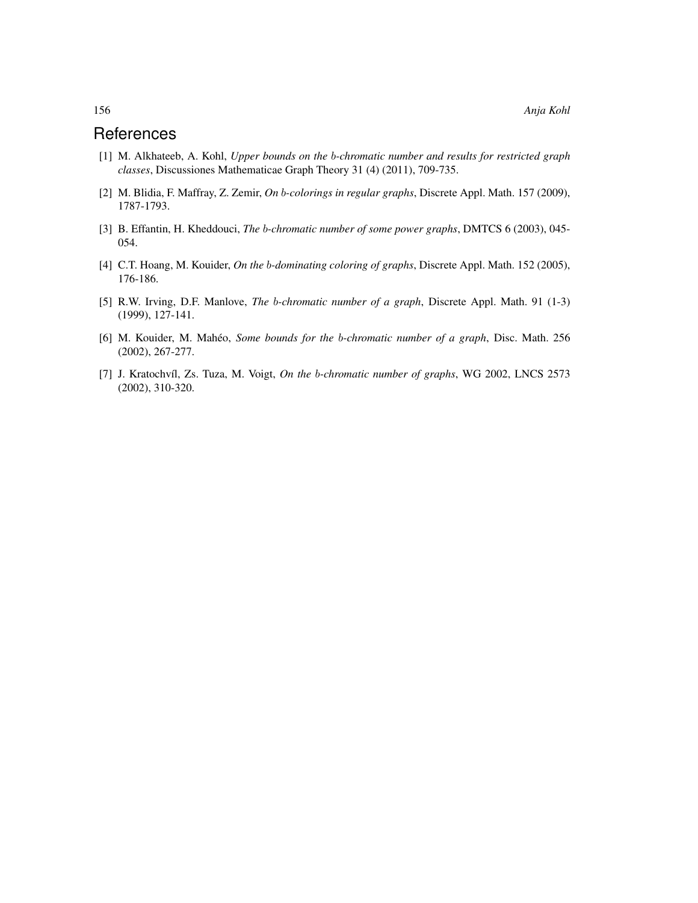# References

[1] M. Alkhateeb, A. Kohl, *Upper bounds on the $b$-chromatic number and results for restricted graph classes*, Discussiones Mathematicae Graph Theory 31 (4) (2011), 709-735.

[2] M. Blidia, F. Maffray, Z. Zemir, *On $b$-colorings in regular graphs*, Discrete Appl. Math. 157 (2009), 1787-1793.

[3] B. Effantin, H. Kheddouci, *The $b$-chromatic number of some power graphs*, DMTCS 6 (2003), 045-054.

[4] C.T. Hoang, M. Kouider, *On the $b$-dominating coloring of graphs*, Discrete Appl. Math. 152 (2005), 176-186.

[5] R.W. Irving, D.F. Manlove, *The $b$-chromatic number of a graph*, Discrete Appl. Math. 91 (1-3) (1999), 127-141.

[6] M. Kouider, M. Mahéo, *Some bounds for the $b$-chromatic number of a graph*, Disc. Math. 256 (2002), 267-277.

[7] J. Kratochvíl, Zs. Tuza, M. Voigt, *On the $b$-chromatic number of graphs*, WG 2002, LNCS 2573 (2002), 310-320.